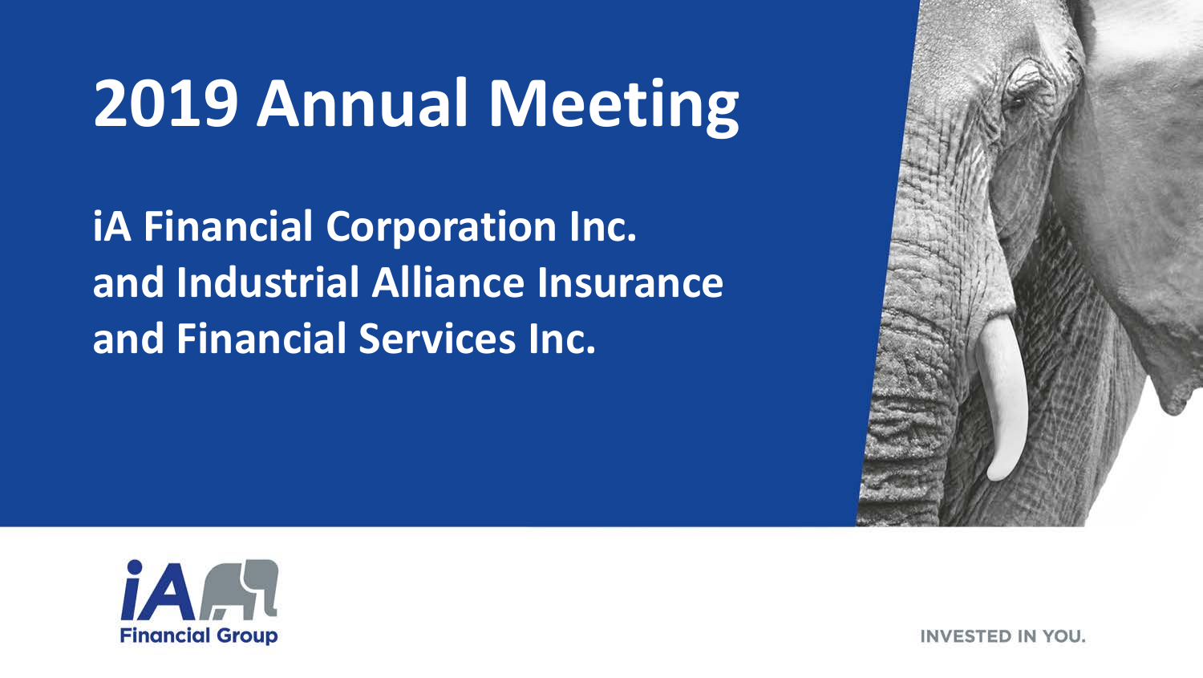# 2019 Annual Meeting

**iA Financial Corporation Inc. and Industrial Alliance Insurance and Financial Services Inc.**

iA Financial Group

INVESTED IN YOU.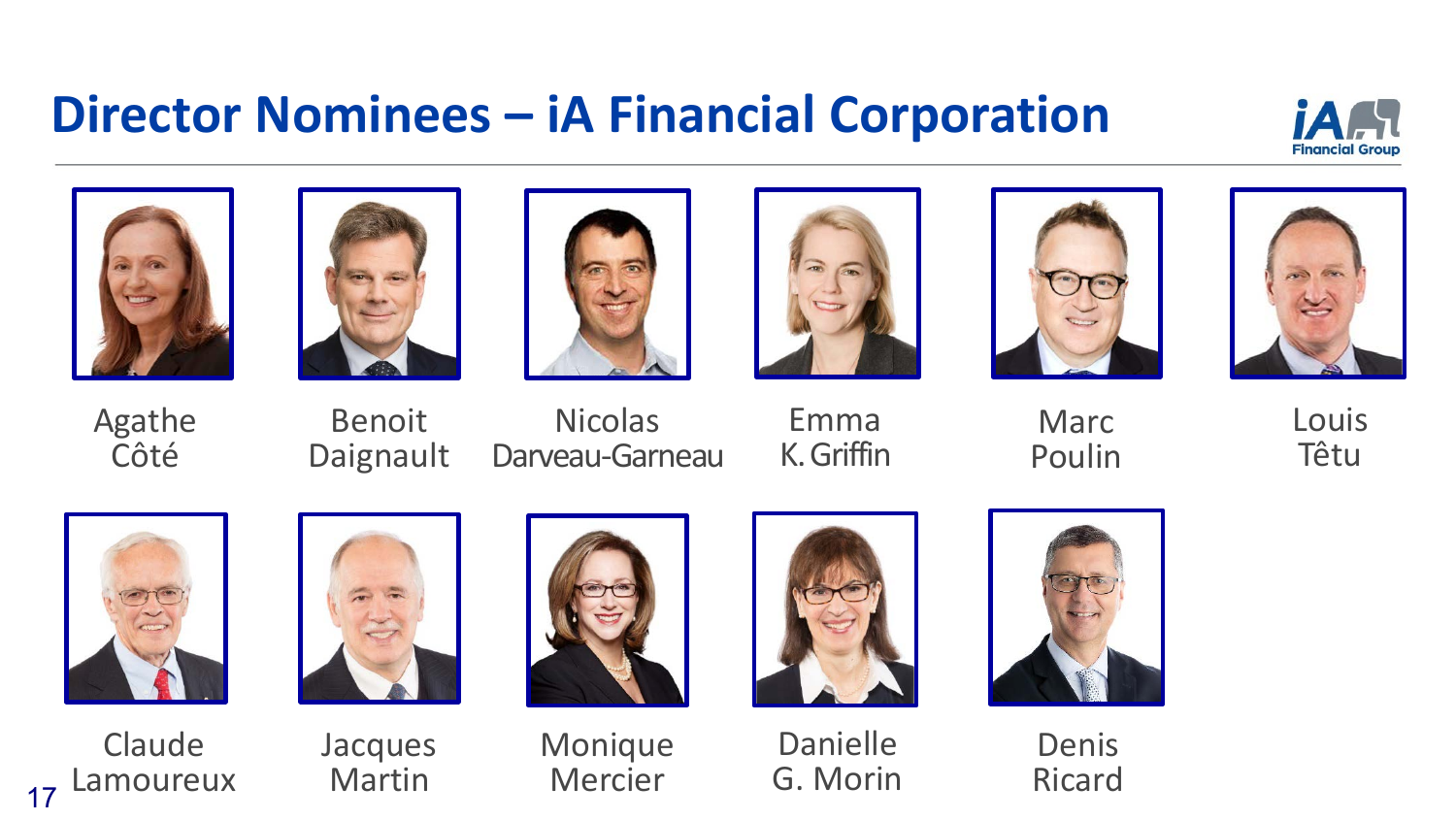# Director Nominees – iA Financial Corporation

Agathe Côté

Benoit Daignault

Nicolas Darveau-Garneau

Emma K. Griffin

Marc Poulin

Louis Têtu

Claude Lamoureux

Jacques Martin

Monique Mercier

Danielle G. Morin

Denis Ricard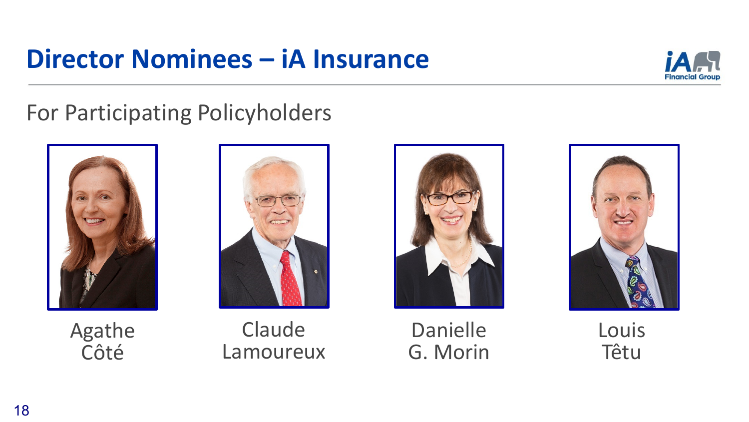# Director Nominees – iA Insurance

## For Participating Policyholders

Agathe Côté

Claude Lamoureux

Danielle G. Morin

Louis Têtu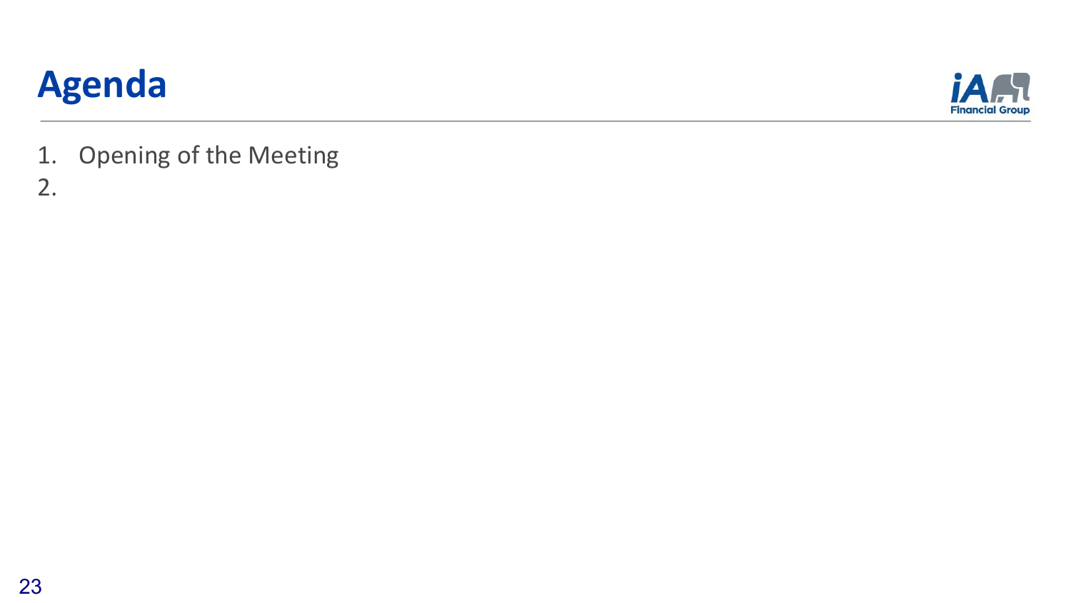# Agenda

1. Opening of the Meeting
2.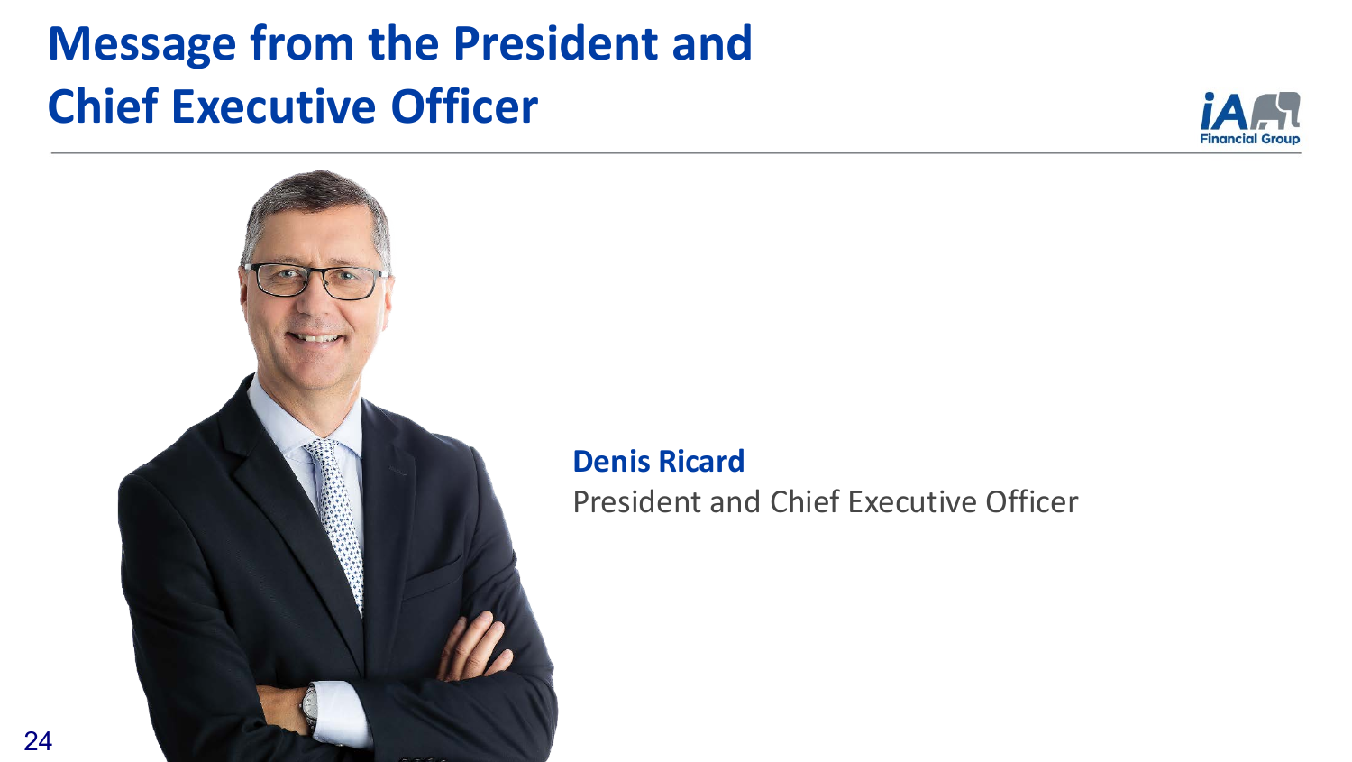# Message from the President and Chief Executive Officer

**Denis Ricard**
President and Chief Executive Officer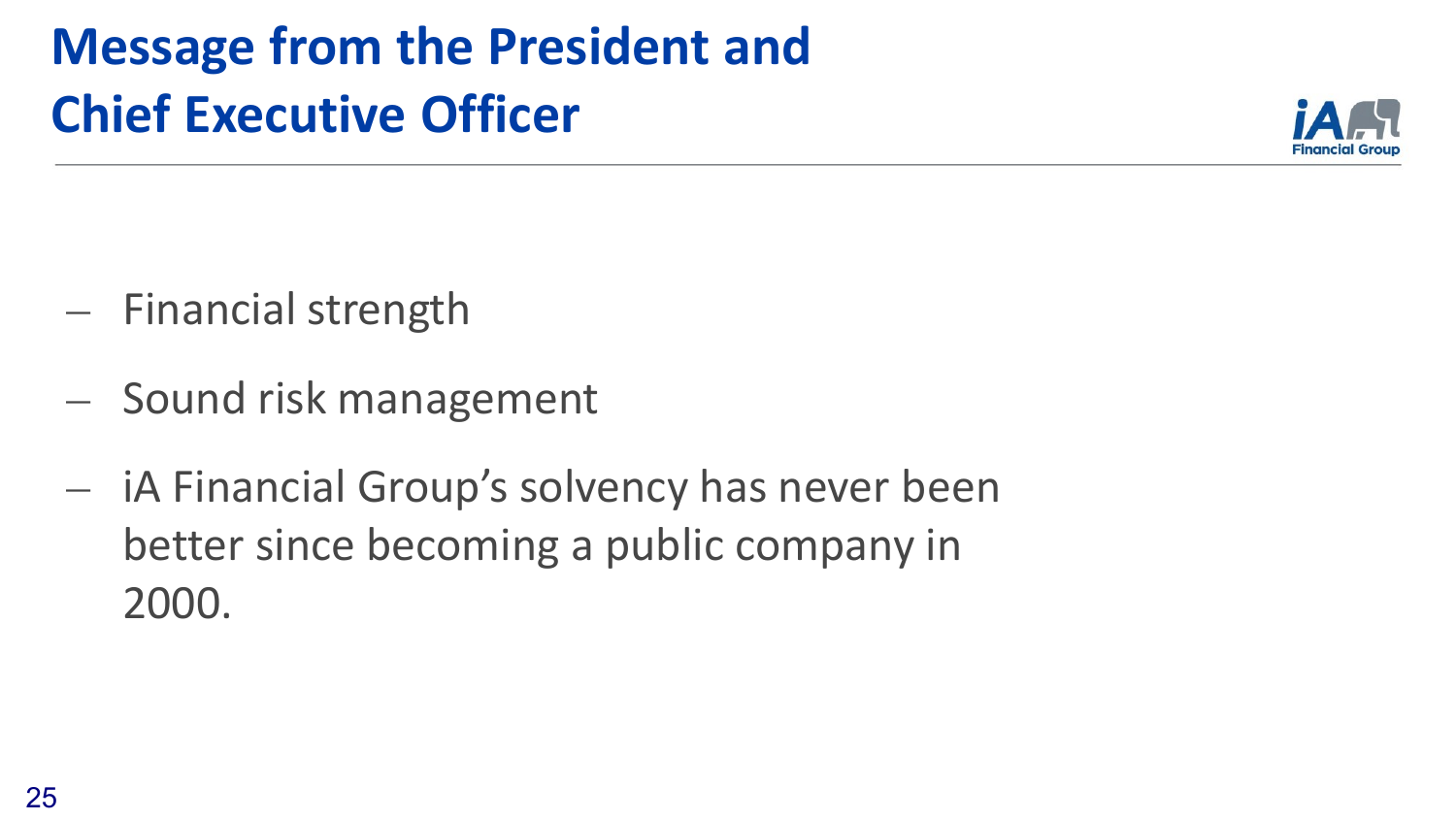# Message from the President and Chief Executive Officer

- Financial strength
- Sound risk management
- iA Financial Group's solvency has never been better since becoming a public company in 2000.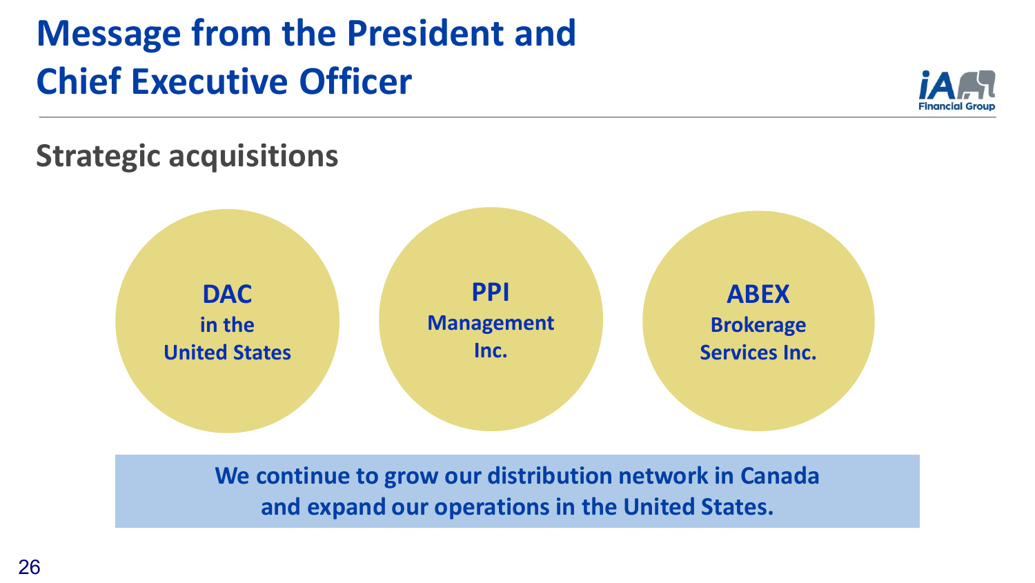# Message from the President and Chief Executive Officer

## Strategic acquisitions

- **DAC in the United States**
- **PPI Management Inc.**
- **ABEX Brokerage Services Inc.**

**We continue to grow our distribution network in Canada and expand our operations in the United States.**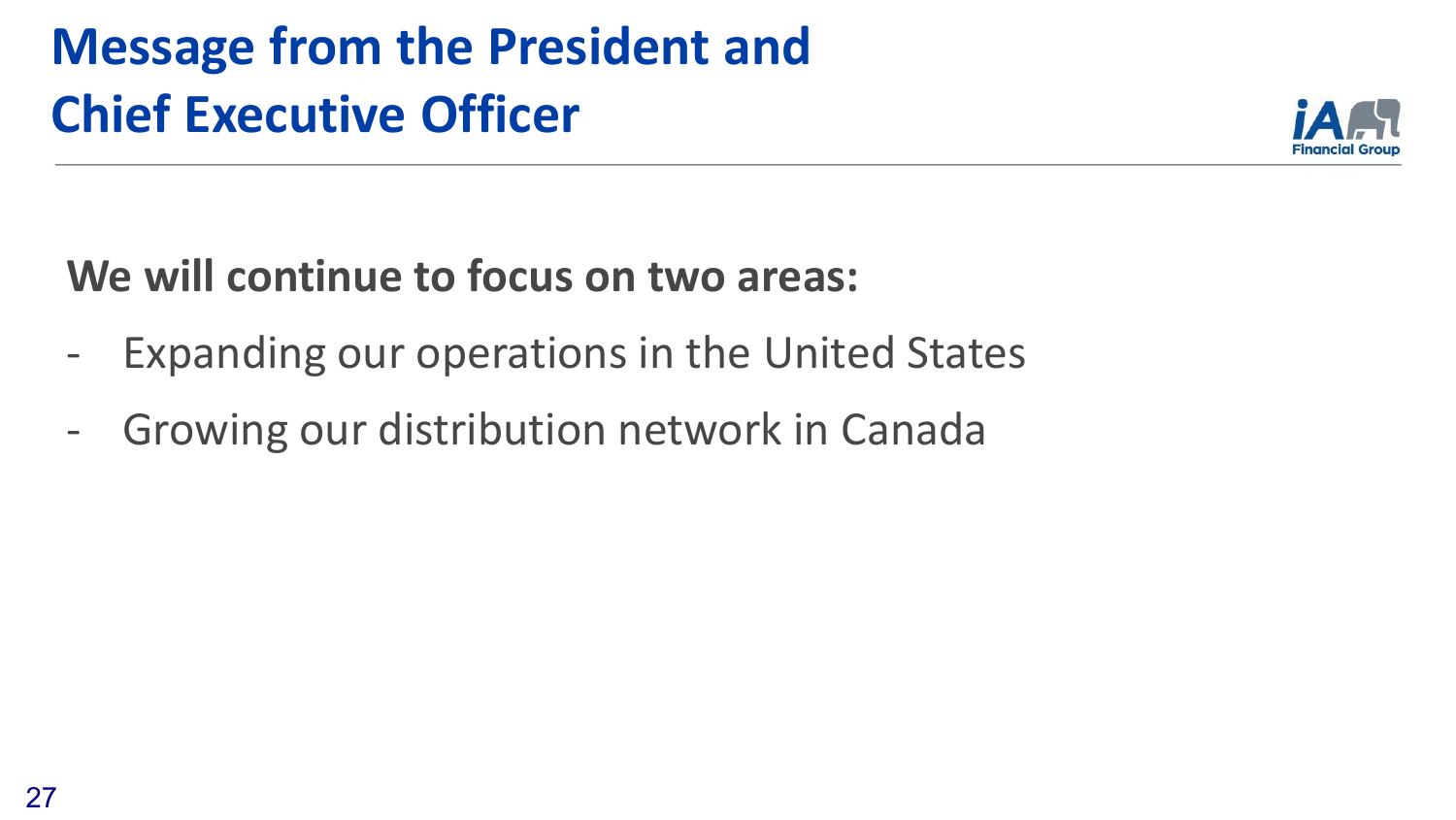# Message from the President and Chief Executive Officer

**We will continue to focus on two areas:**

- Expanding our operations in the United States
- Growing our distribution network in Canada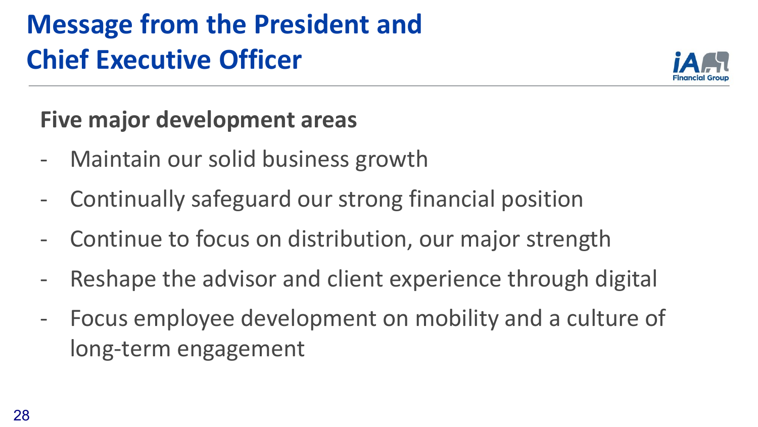# Message from the President and Chief Executive Officer

## Five major development areas

- Maintain our solid business growth
- Continually safeguard our strong financial position
- Continue to focus on distribution, our major strength
- Reshape the advisor and client experience through digital
- Focus employee development on mobility and a culture of long-term engagement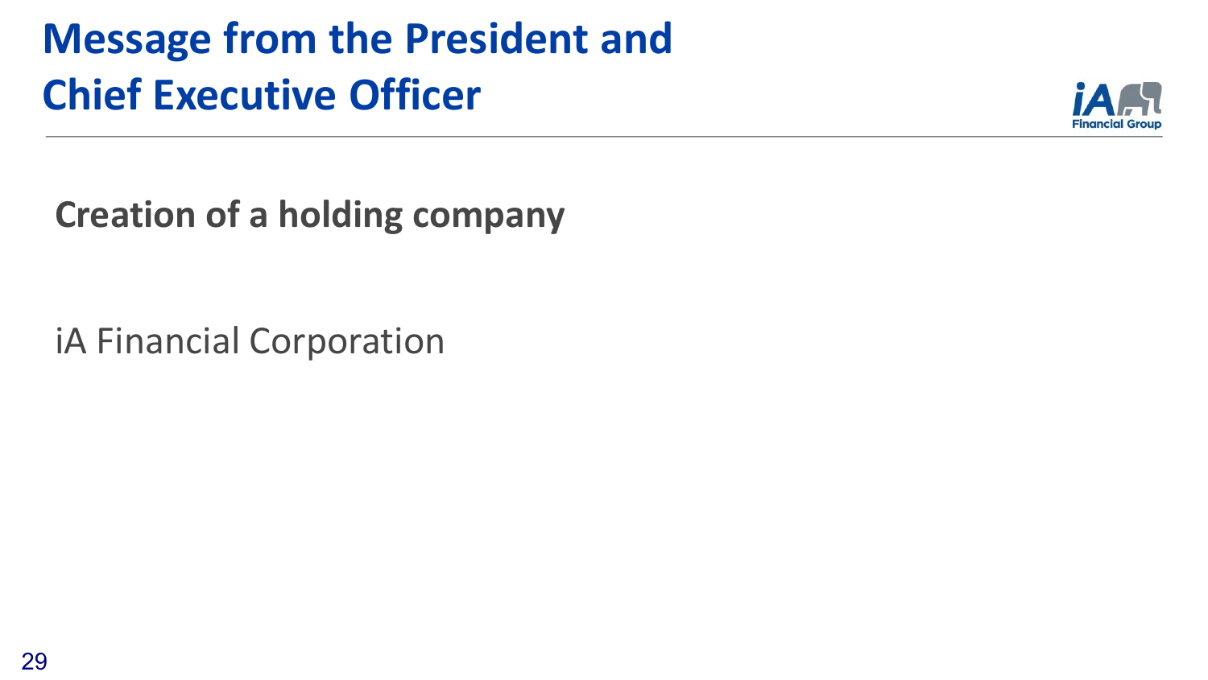# Message from the President and Chief Executive Officer

## Creation of a holding company

iA Financial Corporation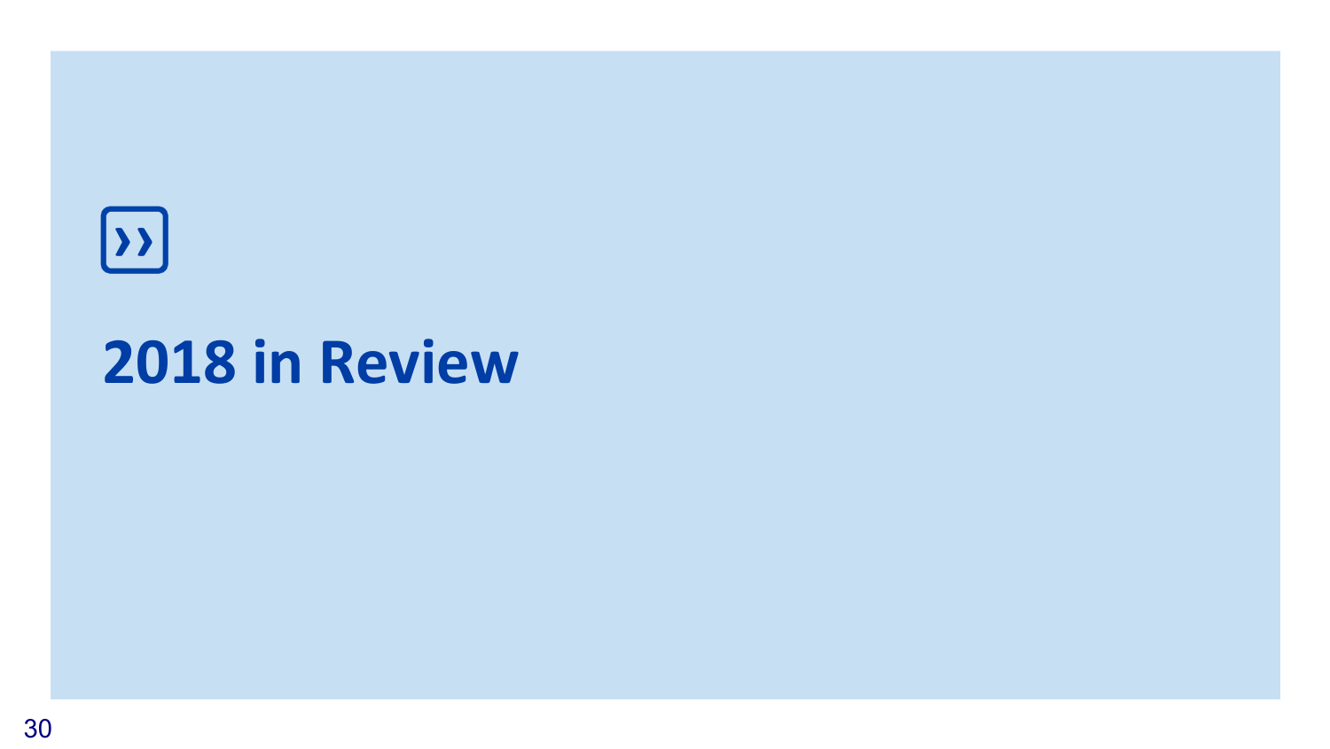# 2018 in Review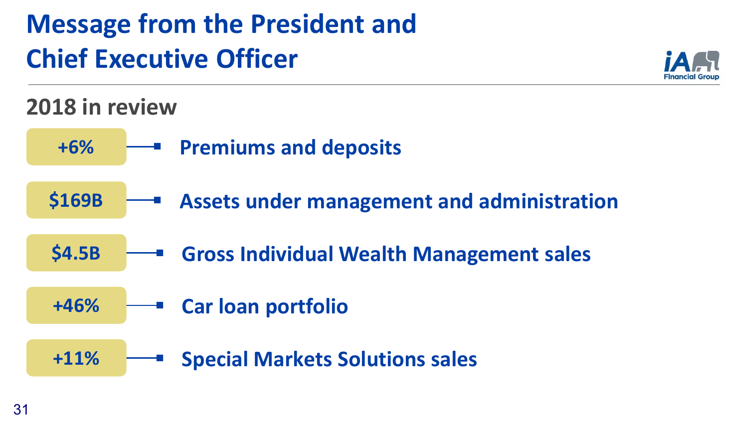# Message from the President and Chief Executive Officer

## 2018 in review

- **+6%** — Premiums and deposits
- **$169B** — Assets under management and administration
- **$4.5B** — Gross Individual Wealth Management sales
- **+46%** — Car loan portfolio
- **+11%** — Special Markets Solutions sales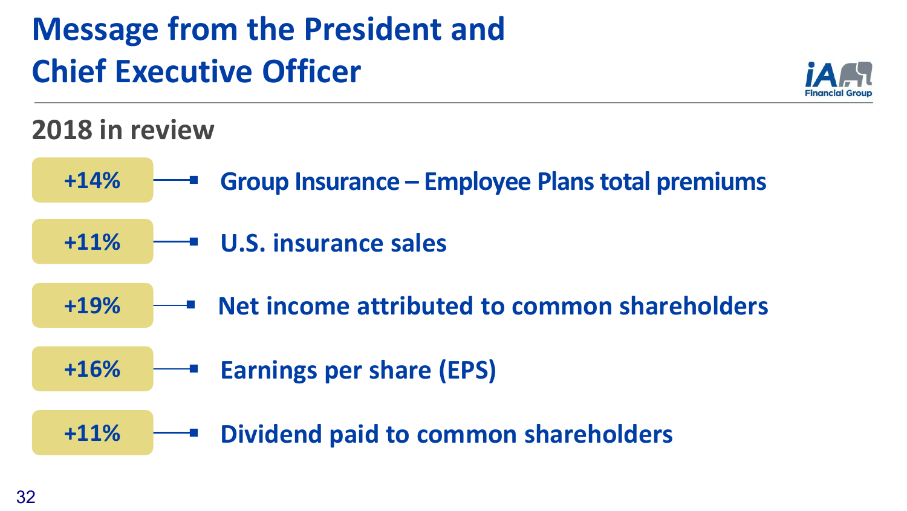# Message from the President and Chief Executive Officer

## 2018 in review

- **+14%** — Group Insurance – Employee Plans total premiums
- **+11%** — U.S. insurance sales
- **+19%** — Net income attributed to common shareholders
- **+16%** — Earnings per share (EPS)
- **+11%** — Dividend paid to common shareholders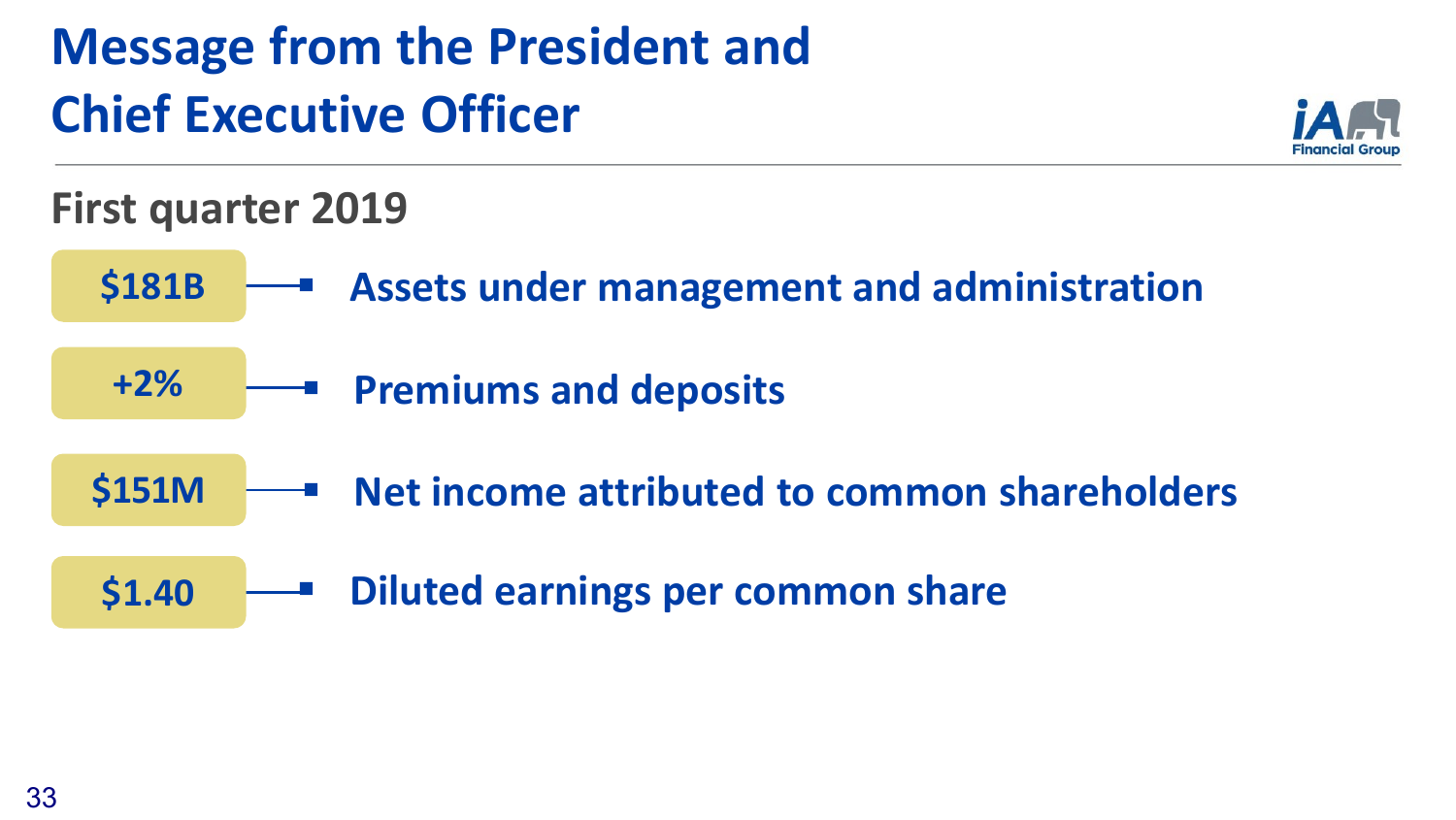# Message from the President and Chief Executive Officer

## First quarter 2019

- **$181B** — Assets under management and administration
- **+2%** — Premiums and deposits
- **$151M** — Net income attributed to common shareholders
- **$1.40** — Diluted earnings per common share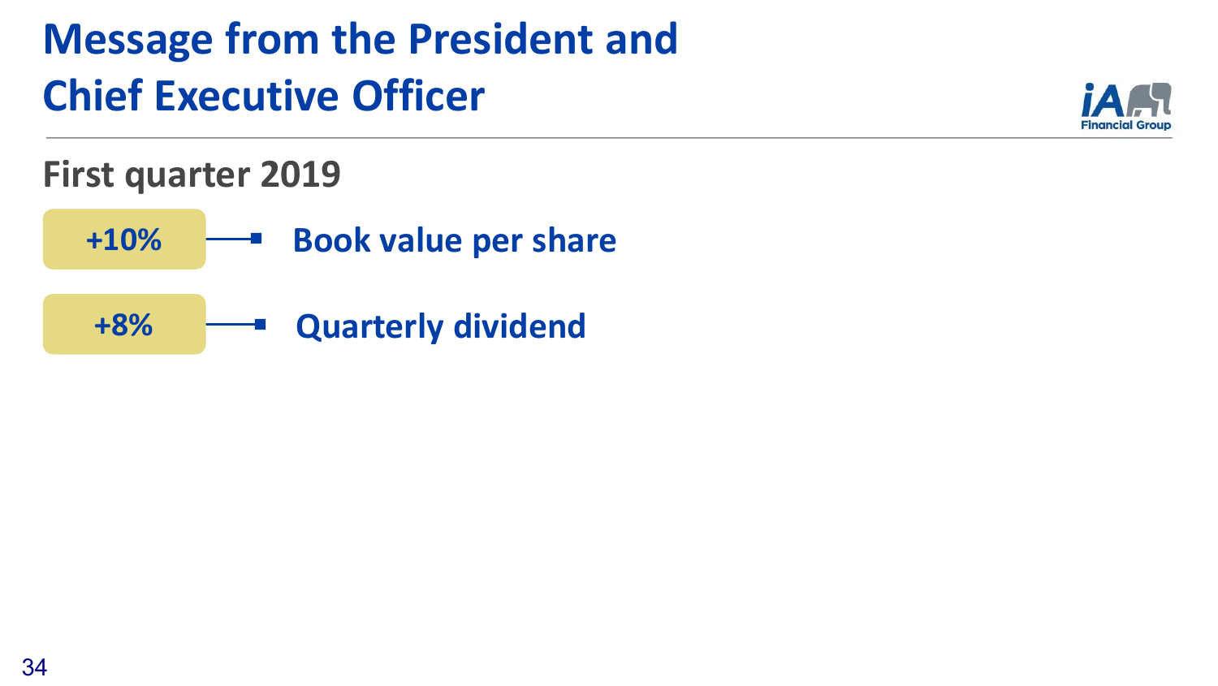# Message from the President and Chief Executive Officer

## First quarter 2019

- **+10%** — Book value per share
- **+8%** — Quarterly dividend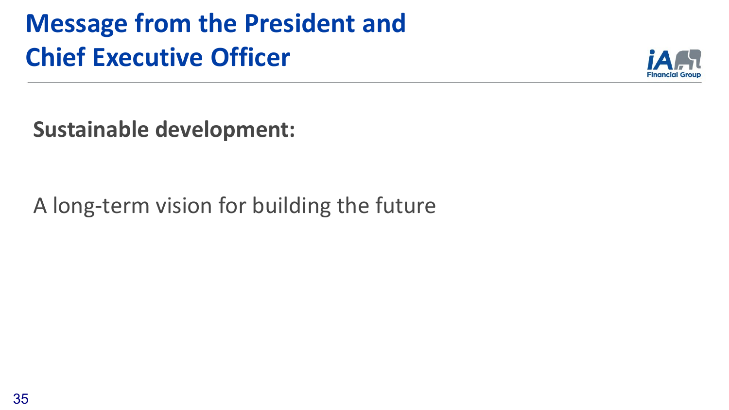# Message from the President and Chief Executive Officer

**Sustainable development:**

A long-term vision for building the future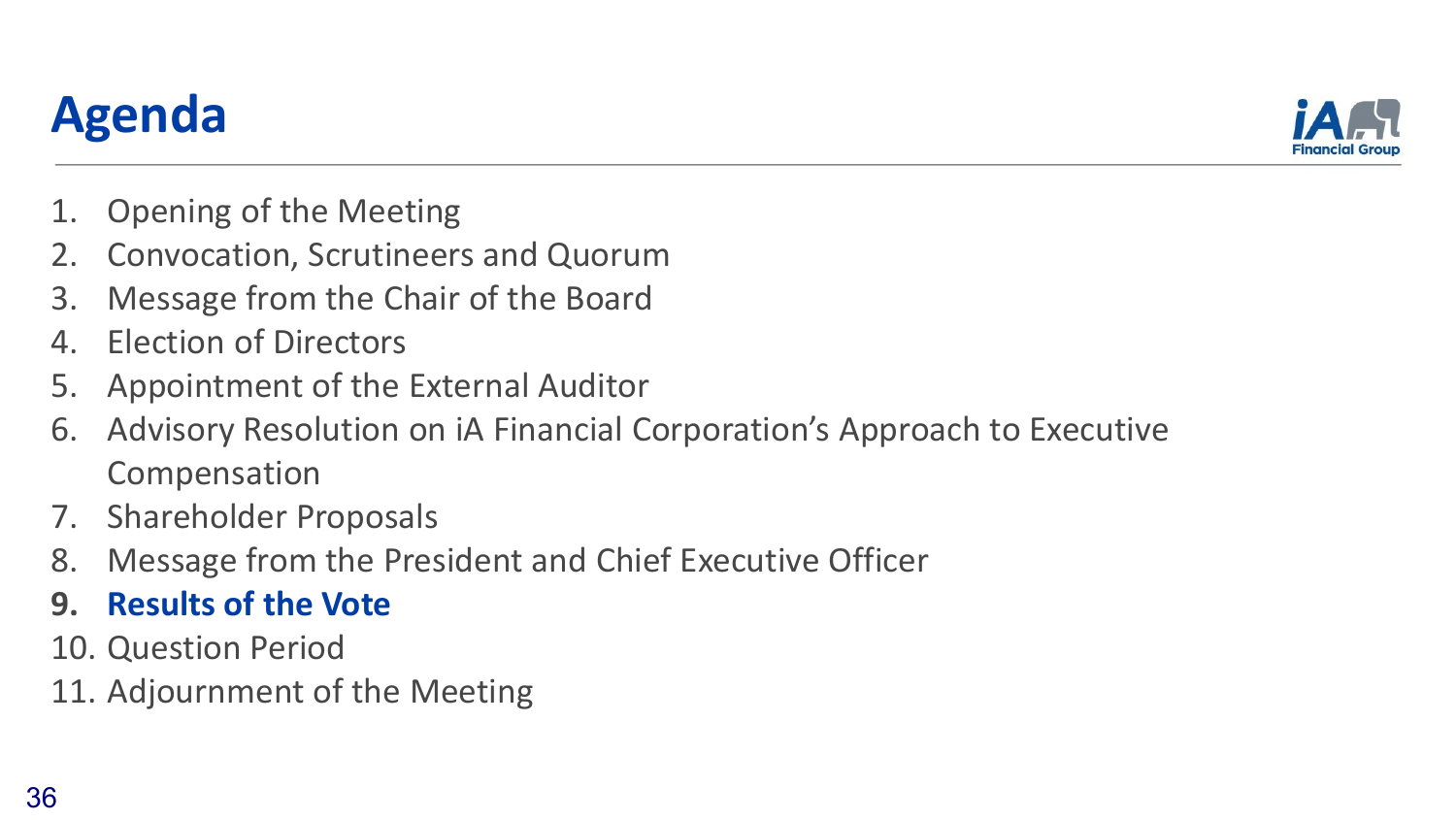# Agenda

1. Opening of the Meeting
2. Convocation, Scrutineers and Quorum
3. Message from the Chair of the Board
4. Election of Directors
5. Appointment of the External Auditor
6. Advisory Resolution on iA Financial Corporation's Approach to Executive Compensation
7. Shareholder Proposals
8. Message from the President and Chief Executive Officer
9. **Results of the Vote**
10. Question Period
11. Adjournment of the Meeting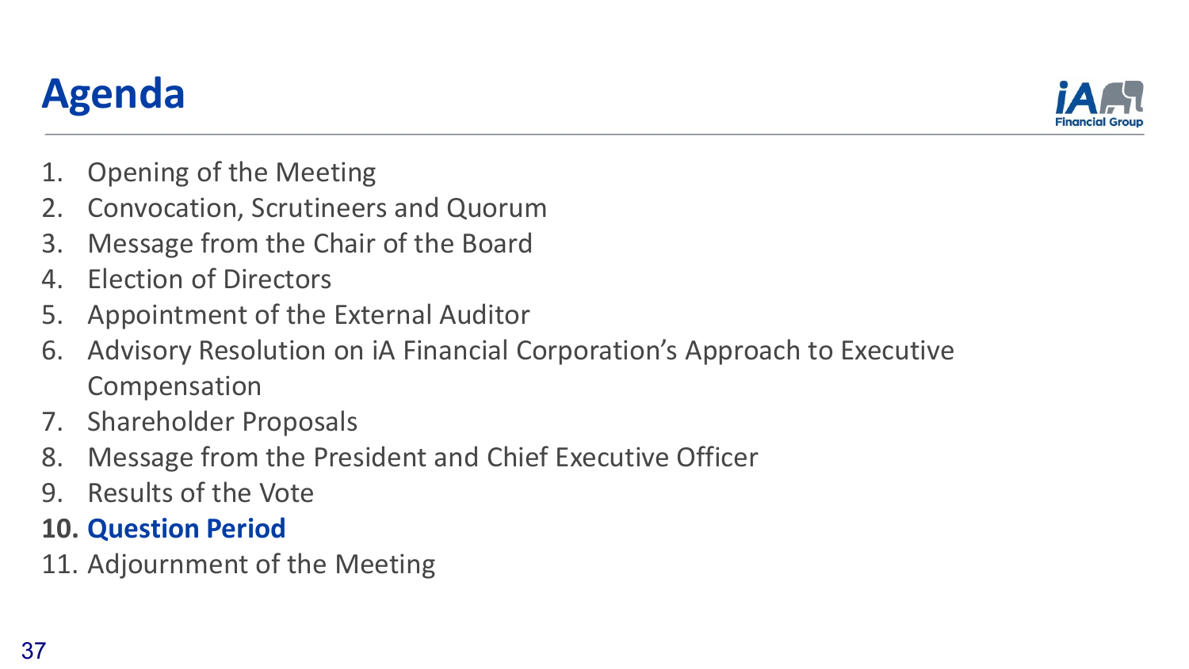# Agenda

1. Opening of the Meeting
2. Convocation, Scrutineers and Quorum
3. Message from the Chair of the Board
4. Election of Directors
5. Appointment of the External Auditor
6. Advisory Resolution on iA Financial Corporation's Approach to Executive Compensation
7. Shareholder Proposals
8. Message from the President and Chief Executive Officer
9. Results of the Vote
10. **Question Period**
11. Adjournment of the Meeting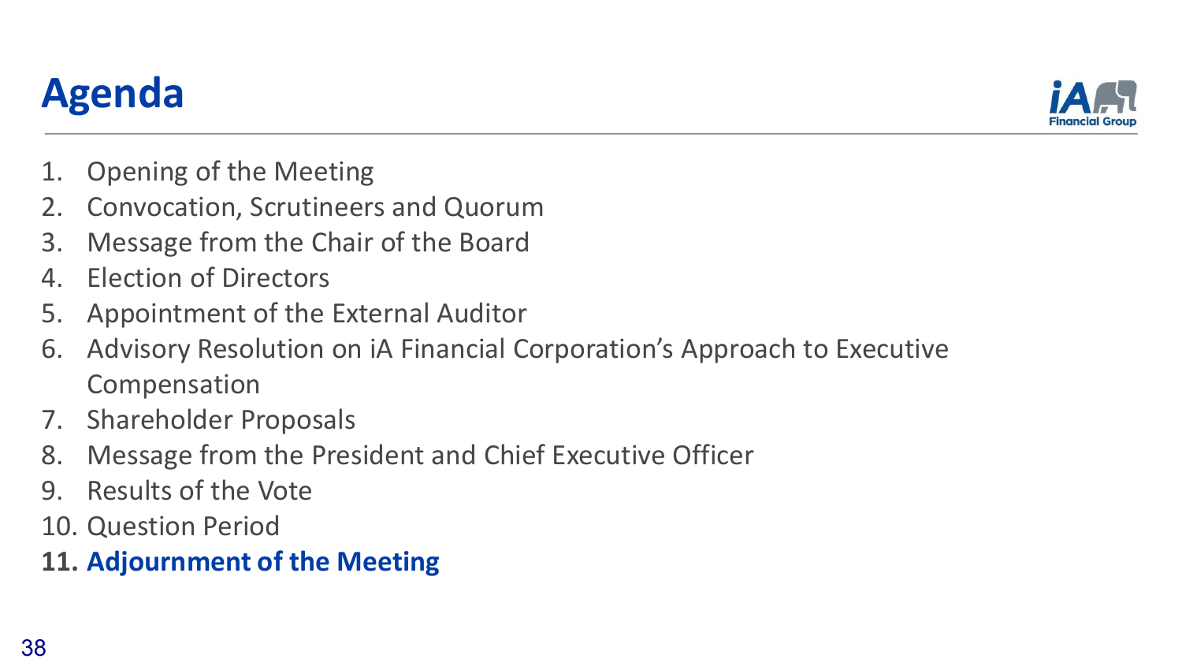# Agenda

1. Opening of the Meeting
2. Convocation, Scrutineers and Quorum
3. Message from the Chair of the Board
4. Election of Directors
5. Appointment of the External Auditor
6. Advisory Resolution on iA Financial Corporation's Approach to Executive Compensation
7. Shareholder Proposals
8. Message from the President and Chief Executive Officer
9. Results of the Vote
10. Question Period
11. **Adjournment of the Meeting**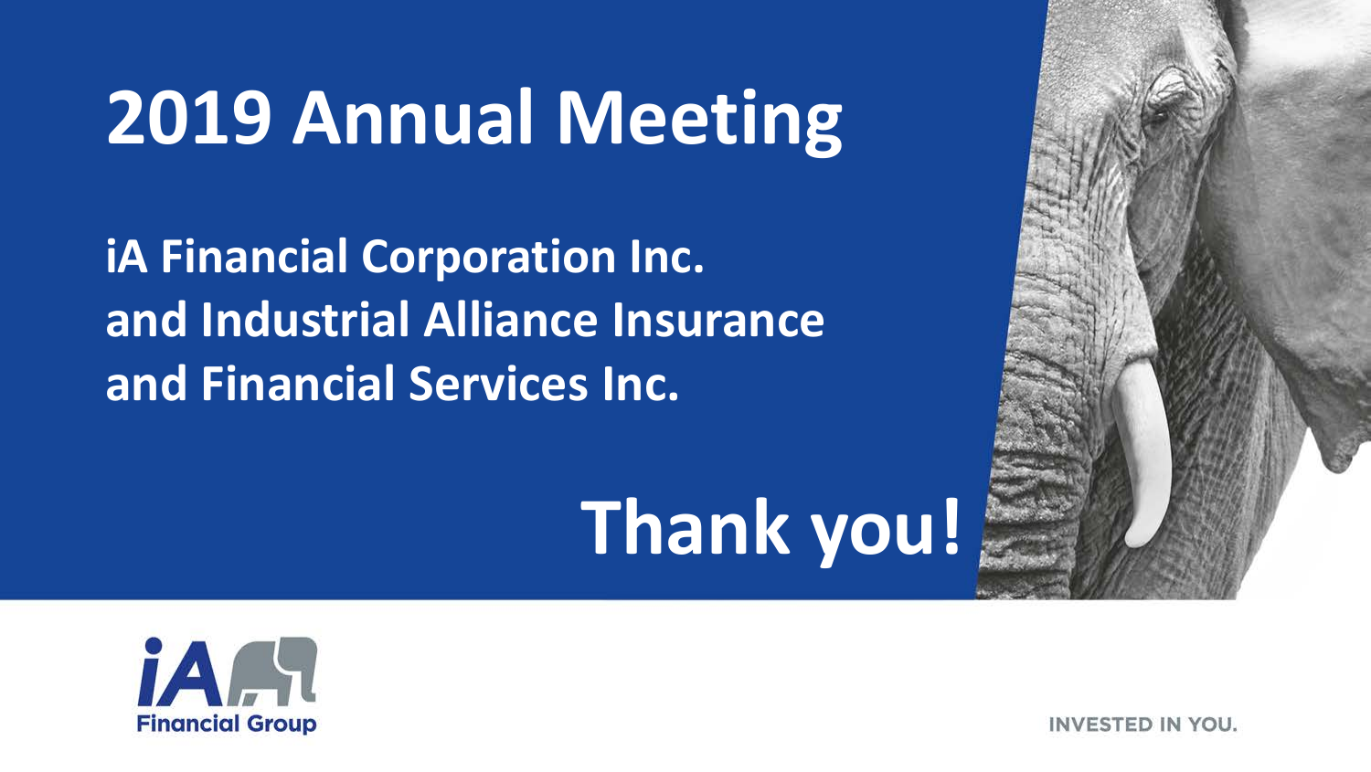# 2019 Annual Meeting

**iA Financial Corporation Inc.
and Industrial Alliance Insurance
and Financial Services Inc.**

# Thank you!

iA Financial Group

INVESTED IN YOU.